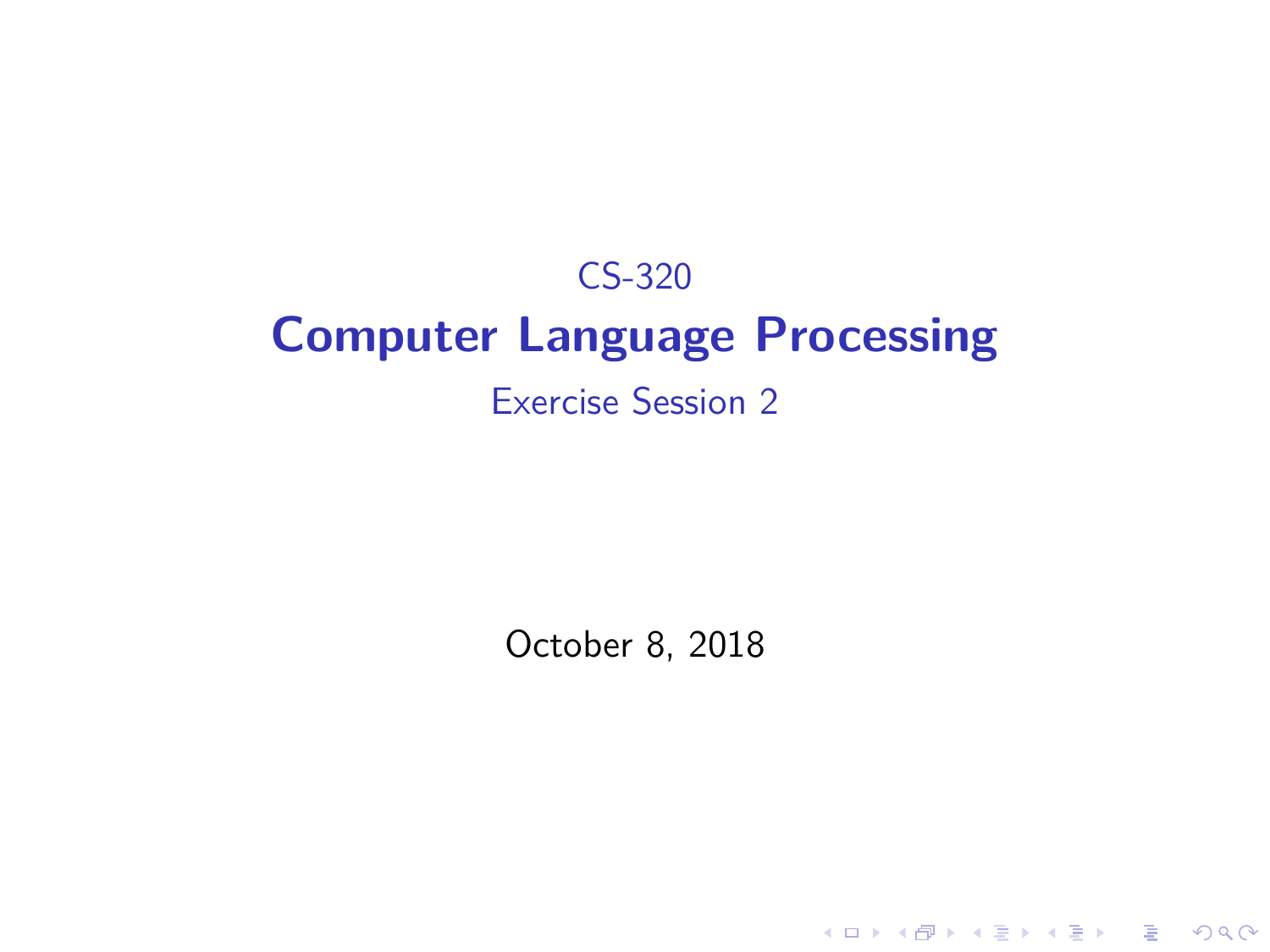CS-320

# Computer Language Processing

Exercise Session 2

October 8, 2018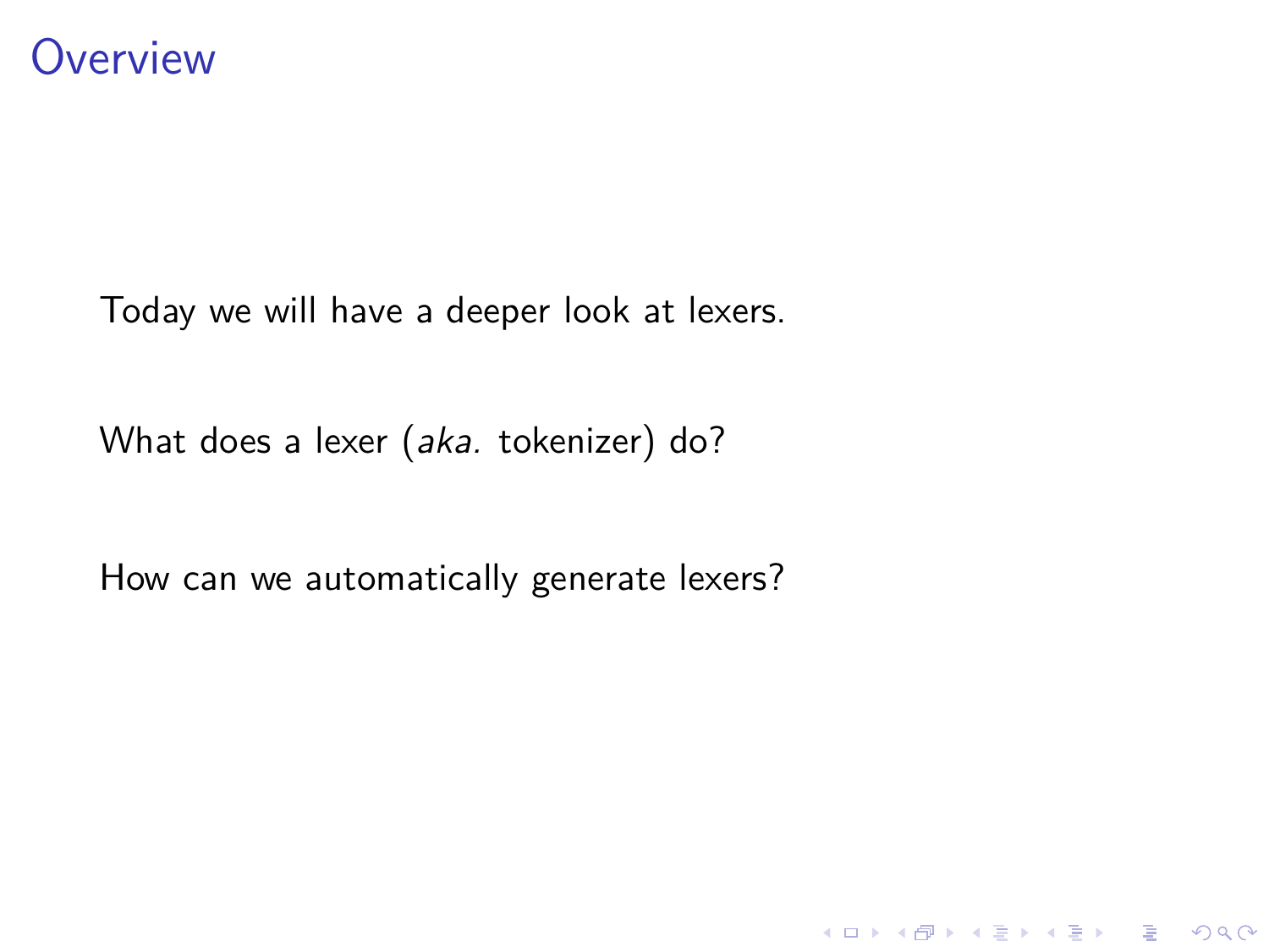# Overview

Today we will have a deeper look at lexers.

What does a lexer (*aka.* tokenizer) do?

How can we automatically generate lexers?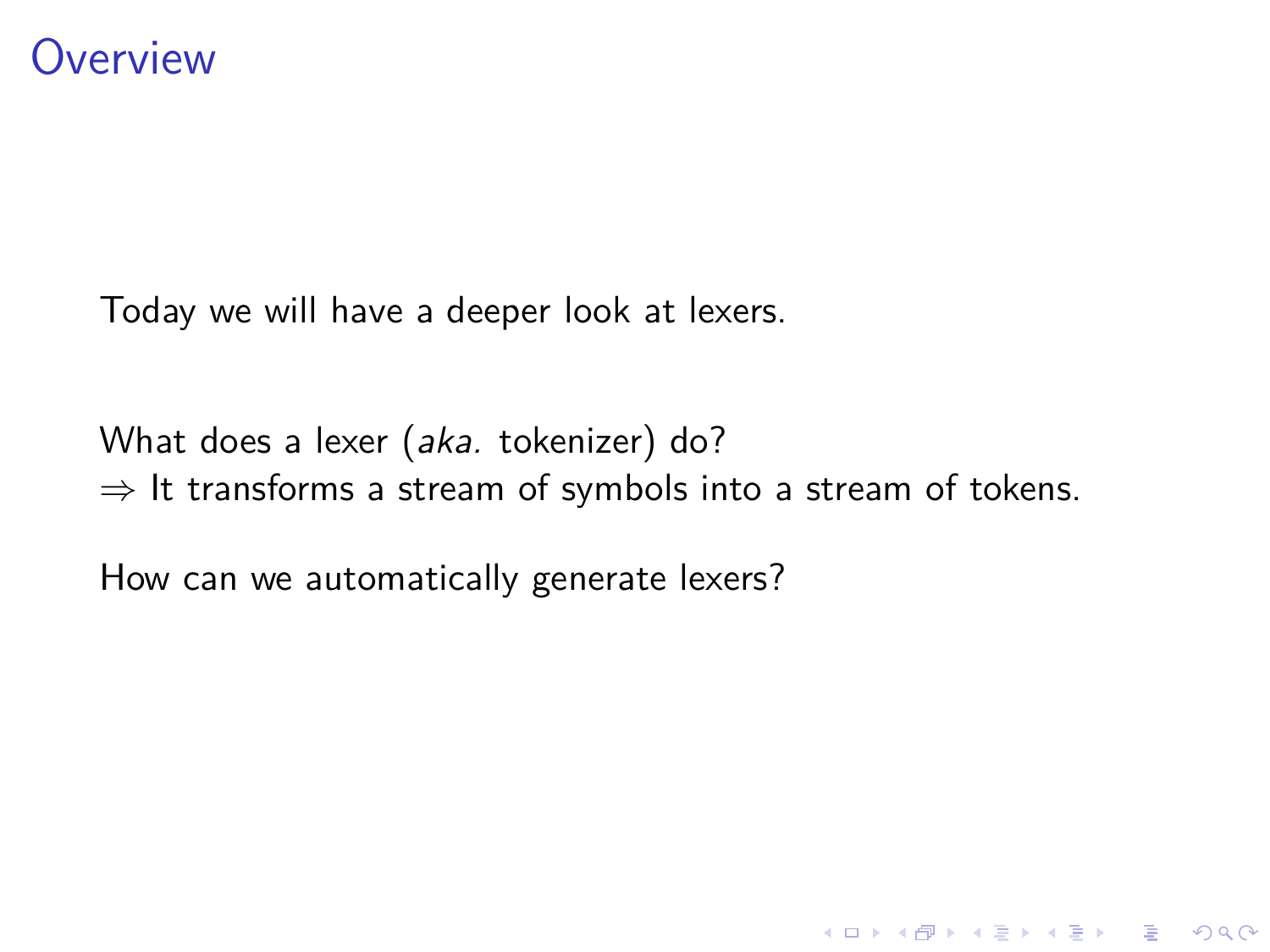# Overview

Today we will have a deeper look at lexers.

What does a lexer (*aka.* tokenizer) do?
$\Rightarrow$ It transforms a stream of symbols into a stream of tokens.

How can we automatically generate lexers?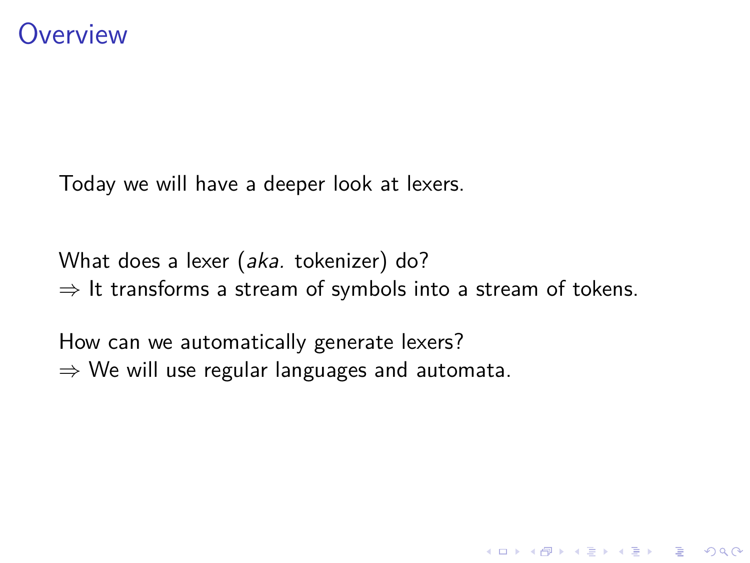# Overview

Today we will have a deeper look at lexers.

What does a lexer (*aka.* tokenizer) do?
$\Rightarrow$ It transforms a stream of symbols into a stream of tokens.

How can we automatically generate lexers?
$\Rightarrow$ We will use regular languages and automata.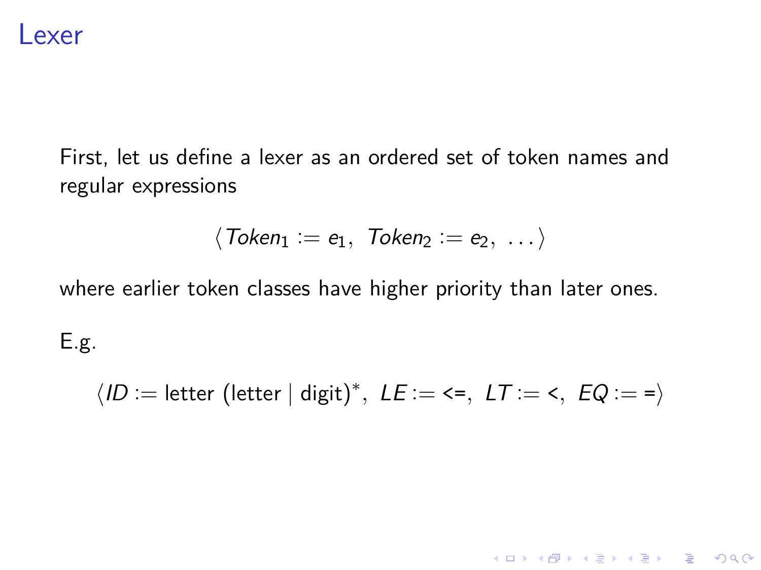# Lexer

First, let us define a lexer as an ordered set of token names and regular expressions

$$\langle \mathit{Token}_1 := e_1,\ \mathit{Token}_2 := e_2,\ \ldots \rangle$$

where earlier token classes have higher priority than later ones.

E.g.

$$\langle \mathit{ID} := \text{letter (letter} \mid \text{digit)}^*,\ \mathit{LE} := \texttt{<=},\ \mathit{LT} := \texttt{<},\ \mathit{EQ} := \texttt{=} \rangle$$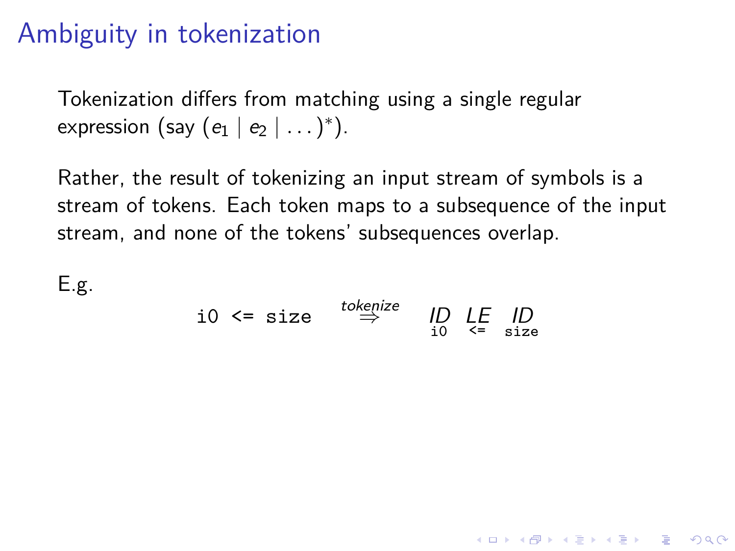# Ambiguity in tokenization

Tokenization differs from matching using a single regular expression (say $(e_1 \mid e_2 \mid \ldots)^*$).

Rather, the result of tokenizing an input stream of symbols is a stream of tokens. Each token maps to a subsequence of the input stream, and none of the tokens' subsequences overlap.

E.g.

$$\texttt{i0 <= size} \quad \overset{\textit{tokenize}}{\Rightarrow} \quad \underset{\texttt{i0}}{\mathit{ID}} \; \underset{\texttt{<=}}{\mathit{LE}} \; \underset{\texttt{size}}{\mathit{ID}}$$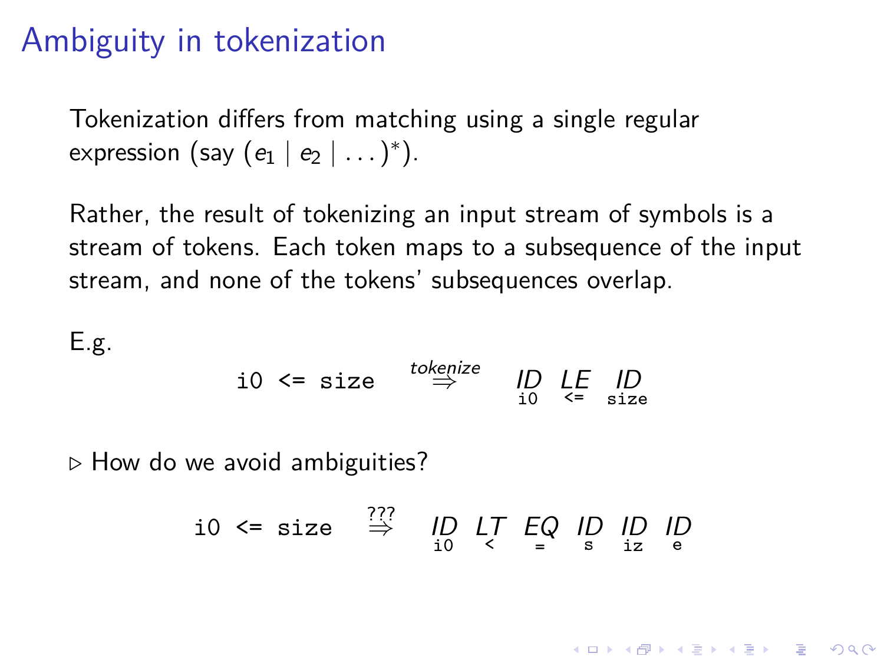# Ambiguity in tokenization

Tokenization differs from matching using a single regular expression (say $(e_1 \mid e_2 \mid \ldots)^*$).

Rather, the result of tokenizing an input stream of symbols is a stream of tokens. Each token maps to a subsequence of the input stream, and none of the tokens' subsequences overlap.

E.g.

$$\texttt{i0 <= size} \stackrel{\textit{tokenize}}{\Rightarrow} \underset{\texttt{i0}}{\mathit{ID}} \; \underset{\texttt{<=}}{\mathit{LE}} \; \underset{\texttt{size}}{\mathit{ID}}$$

▷ How do we avoid ambiguities?

$$\texttt{i0 <= size} \stackrel{???}{\Rightarrow} \underset{\texttt{i0}}{\mathit{ID}} \; \underset{\texttt{<}}{\mathit{LT}} \; \underset{\texttt{=}}{\mathit{EQ}} \; \underset{\texttt{s}}{\mathit{ID}} \; \underset{\texttt{iz}}{\mathit{ID}} \; \underset{\texttt{e}}{\mathit{ID}}$$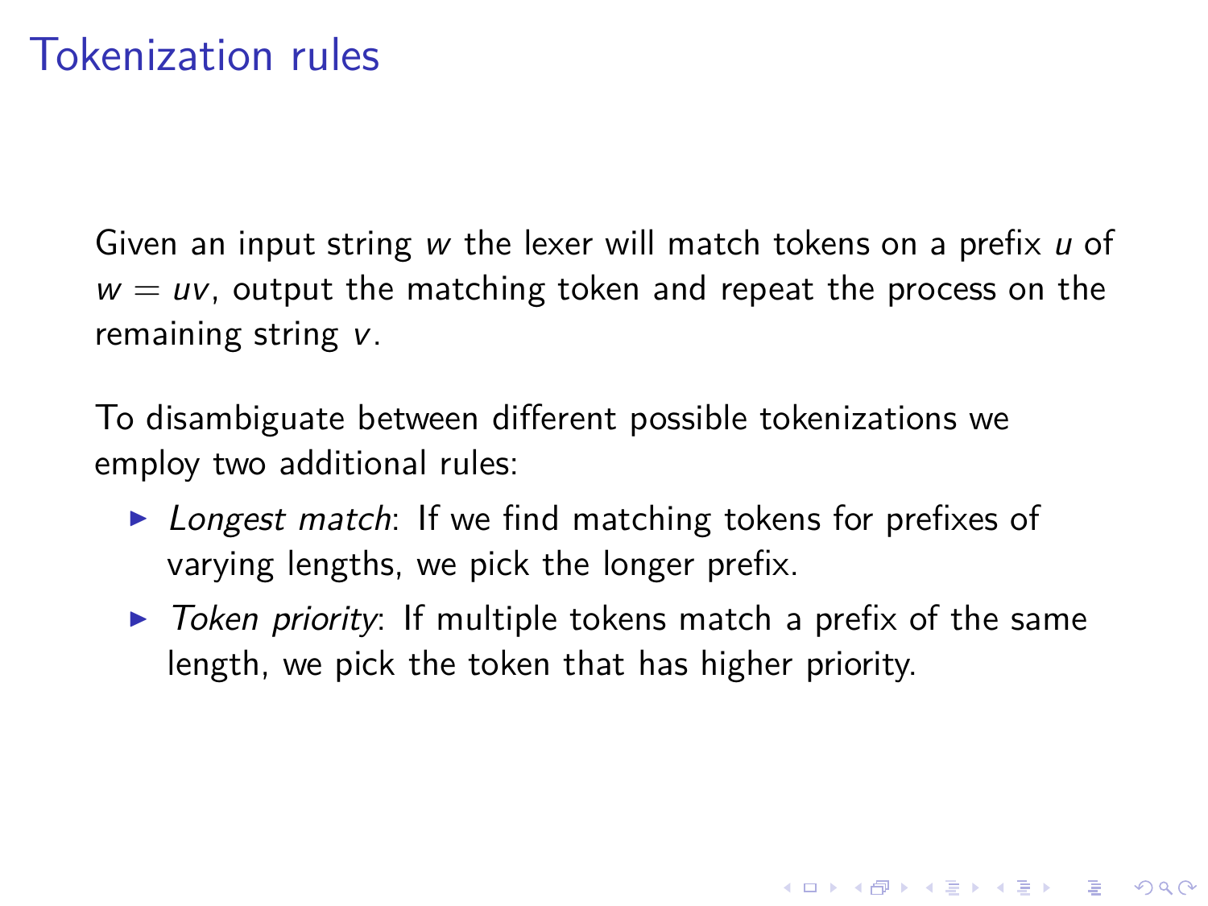# Tokenization rules

Given an input string $w$ the lexer will match tokens on a prefix $u$ of $w = uv$, output the matching token and repeat the process on the remaining string $v$.

To disambiguate between different possible tokenizations we employ two additional rules:

- *Longest match*: If we find matching tokens for prefixes of varying lengths, we pick the longer prefix.
- *Token priority*: If multiple tokens match a prefix of the same length, we pick the token that has higher priority.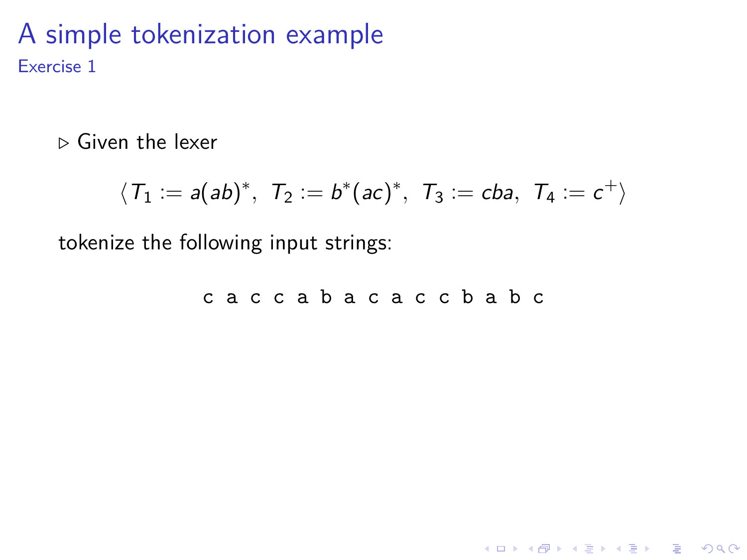# A simple tokenization example

## Exercise 1

▷ Given the lexer

$$\langle T_1 := a(ab)^*,\ T_2 := b^*(ac)^*,\ T_3 := cba,\ T_4 := c^+ \rangle$$

tokenize the following input strings:

```
c a c c a b a c a c c b a b c
```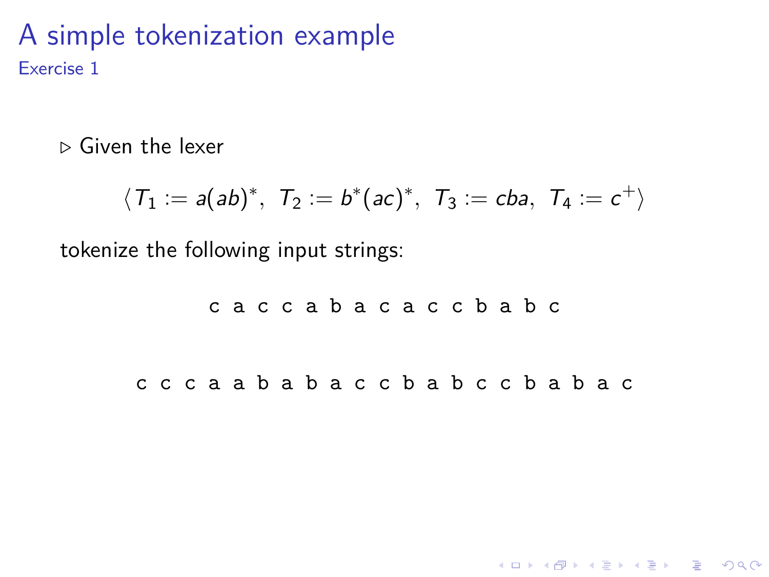# A simple tokenization example

## Exercise 1

▷ Given the lexer

$$\langle T_1 := a(ab)^*,\ T_2 := b^*(ac)^*,\ T_3 := cba,\ T_4 := c^+ \rangle$$

tokenize the following input strings:

```
c a c c a b a c a c c b a b c
```

```
c c c a a b a b a c c b a b c c b a b a c
```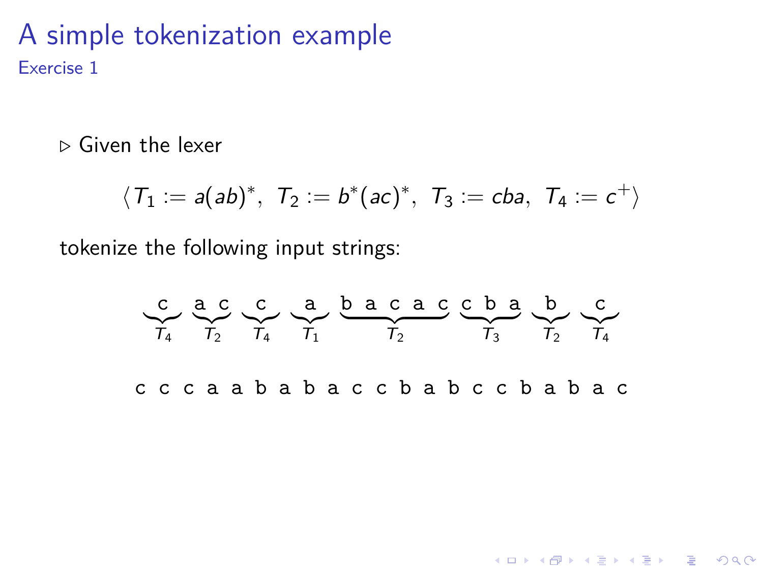# A simple tokenization example

## Exercise 1

- Given the lexer

$$\langle\, T_1 := a(ab)^*,\ \ T_2 := b^*(ac)^*,\ \ T_3 := cba,\ \ T_4 := c^+ \rangle$$

tokenize the following input strings:

$$\underbrace{\texttt{c}}_{T_4}\ \underbrace{\texttt{a c}}_{T_2}\ \underbrace{\texttt{c}}_{T_4}\ \underbrace{\texttt{a}}_{T_1}\ \underbrace{\texttt{b a c a c}}_{T_2}\ \underbrace{\texttt{c b a}}_{T_3}\ \underbrace{\texttt{b}}_{T_2}\ \underbrace{\texttt{c}}_{T_4}$$

`c c c a a b a b a c c b a b c c b a b a c`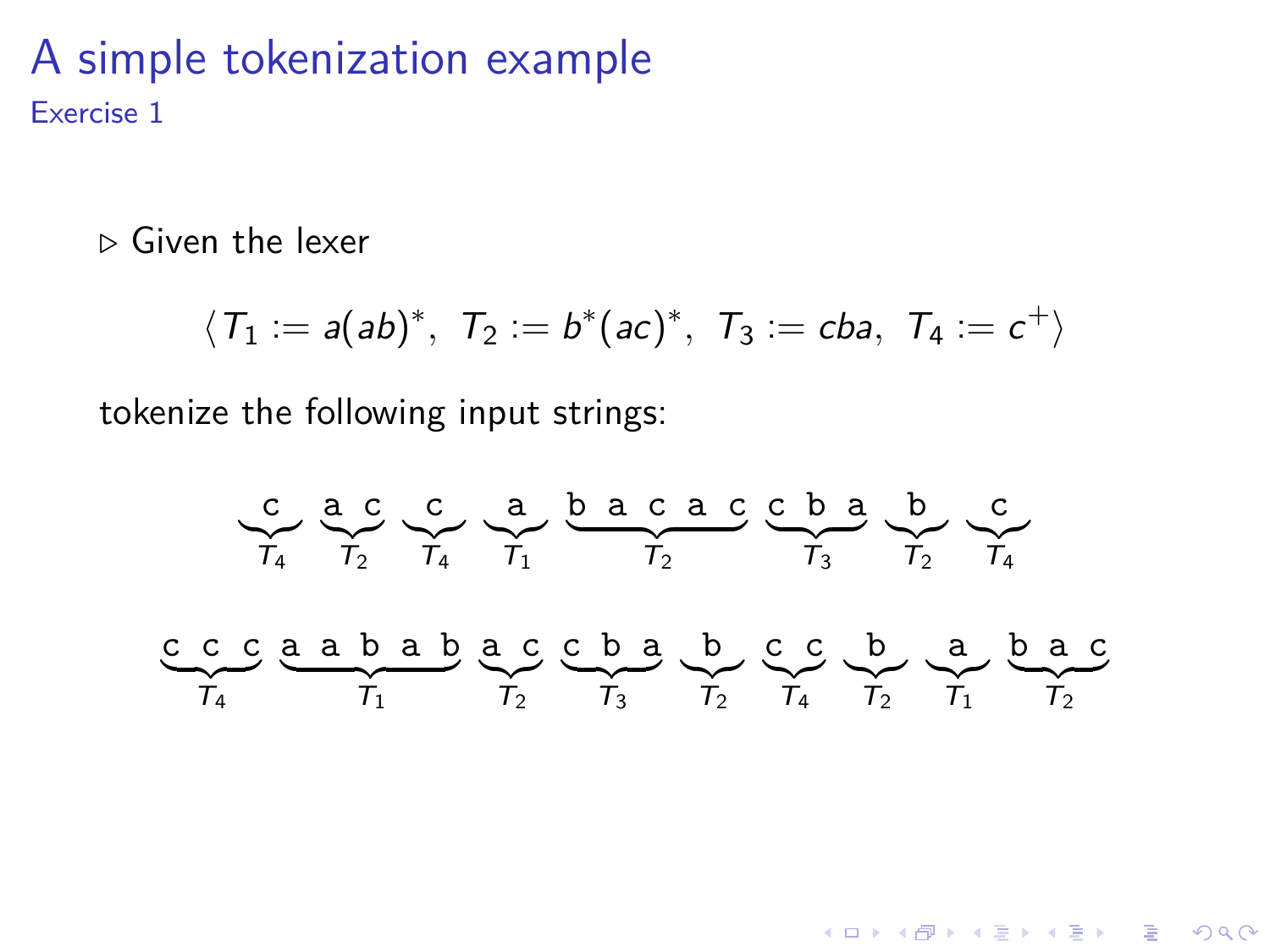# A simple tokenization example

## Exercise 1

▷ Given the lexer

$$\langle T_1 := a(ab)^*,\ T_2 := b^*(ac)^*,\ T_3 := cba,\ T_4 := c^+ \rangle$$

tokenize the following input strings:

$$\underbrace{\texttt{c}}_{T_4}\ \underbrace{\texttt{a c}}_{T_2}\ \underbrace{\texttt{c}}_{T_4}\ \underbrace{\texttt{a}}_{T_1}\ \underbrace{\texttt{b a c a c}}_{T_2}\ \underbrace{\texttt{c b a}}_{T_3}\ \underbrace{\texttt{b}}_{T_2}\ \underbrace{\texttt{c}}_{T_4}$$

$$\underbrace{\texttt{c c c}}_{T_4}\ \underbrace{\texttt{a a b a b}}_{T_1}\ \underbrace{\texttt{a c}}_{T_2}\ \underbrace{\texttt{c b a}}_{T_3}\ \underbrace{\texttt{b}}_{T_2}\ \underbrace{\texttt{c c}}_{T_4}\ \underbrace{\texttt{b}}_{T_2}\ \underbrace{\texttt{a}}_{T_1}\ \underbrace{\texttt{b a c}}_{T_2}$$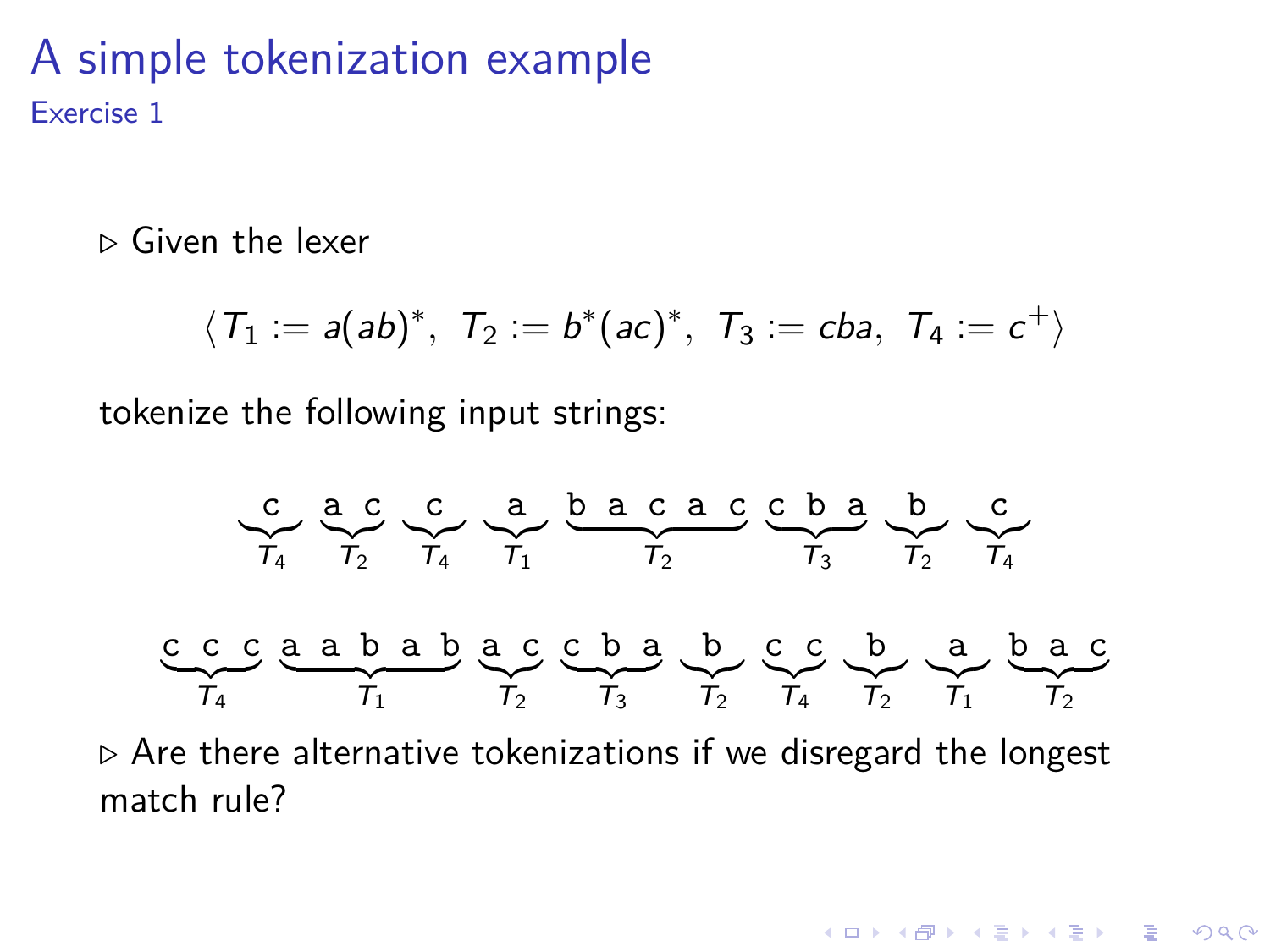# A simple tokenization example

## Exercise 1

▷ Given the lexer

$$\langle\, T_1 := a(ab)^*,\ \ T_2 := b^*(ac)^*,\ \ T_3 := cba,\ \ T_4 := c^+ \rangle$$

tokenize the following input strings:

$$\underbrace{\texttt{c}}_{T_4}\ \underbrace{\texttt{a c}}_{T_2}\ \underbrace{\texttt{c}}_{T_4}\ \underbrace{\texttt{a}}_{T_1}\ \underbrace{\texttt{b a c a c}}_{T_2}\ \underbrace{\texttt{c b a}}_{T_3}\ \underbrace{\texttt{b}}_{T_2}\ \underbrace{\texttt{c}}_{T_4}$$

$$\underbrace{\texttt{c c c}}_{T_4}\ \underbrace{\texttt{a a b a b}}_{T_1}\ \underbrace{\texttt{a c}}_{T_2}\ \underbrace{\texttt{c b a}}_{T_3}\ \underbrace{\texttt{b}}_{T_2}\ \underbrace{\texttt{c c}}_{T_4}\ \underbrace{\texttt{b}}_{T_2}\ \underbrace{\texttt{a}}_{T_1}\ \underbrace{\texttt{b a c}}_{T_2}$$

▷ Are there alternative tokenizations if we disregard the longest match rule?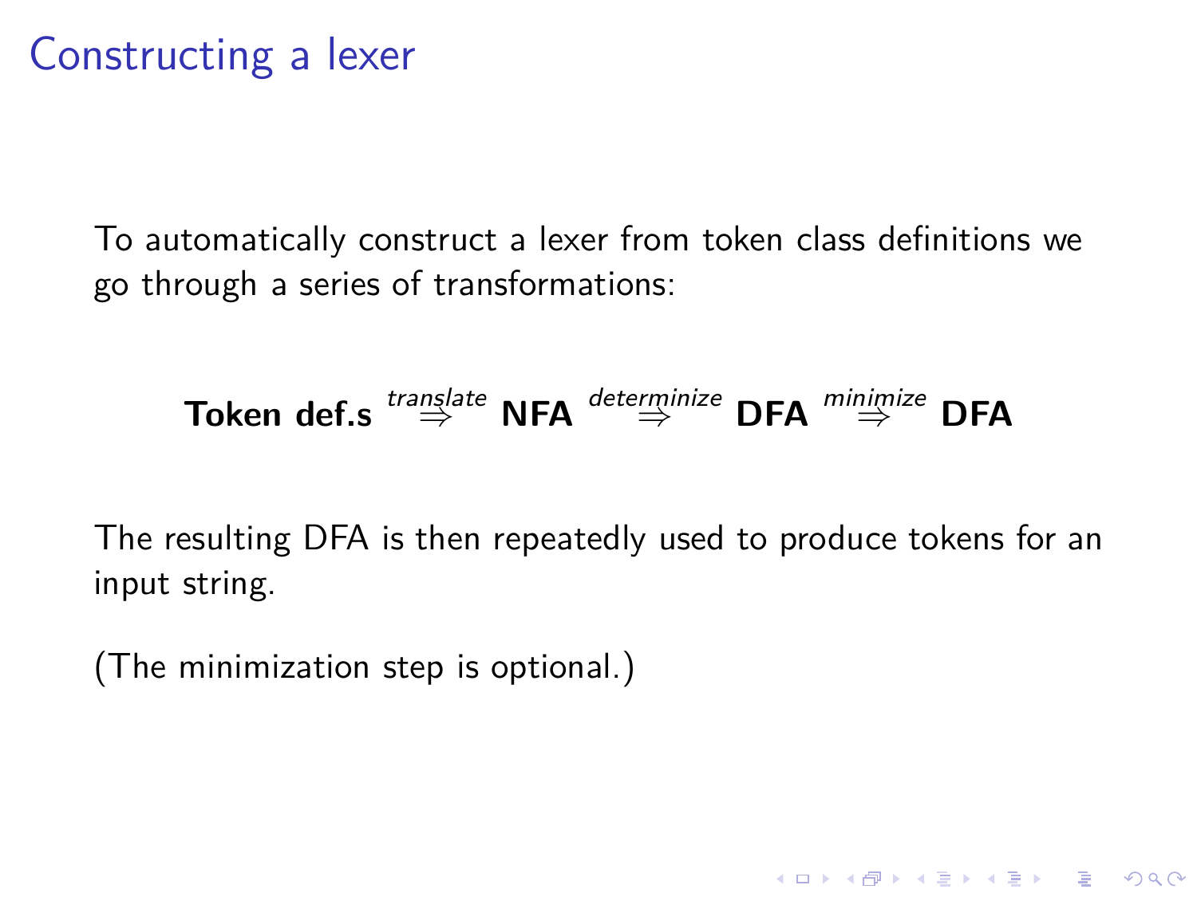# Constructing a lexer

To automatically construct a lexer from token class definitions we go through a series of transformations:

$$\textbf{Token def.s} \overset{\textit{translate}}{\Rightarrow} \textbf{NFA} \overset{\textit{determinize}}{\Rightarrow} \textbf{DFA} \overset{\textit{minimize}}{\Rightarrow} \textbf{DFA}$$

The resulting DFA is then repeatedly used to produce tokens for an input string.

(The minimization step is optional.)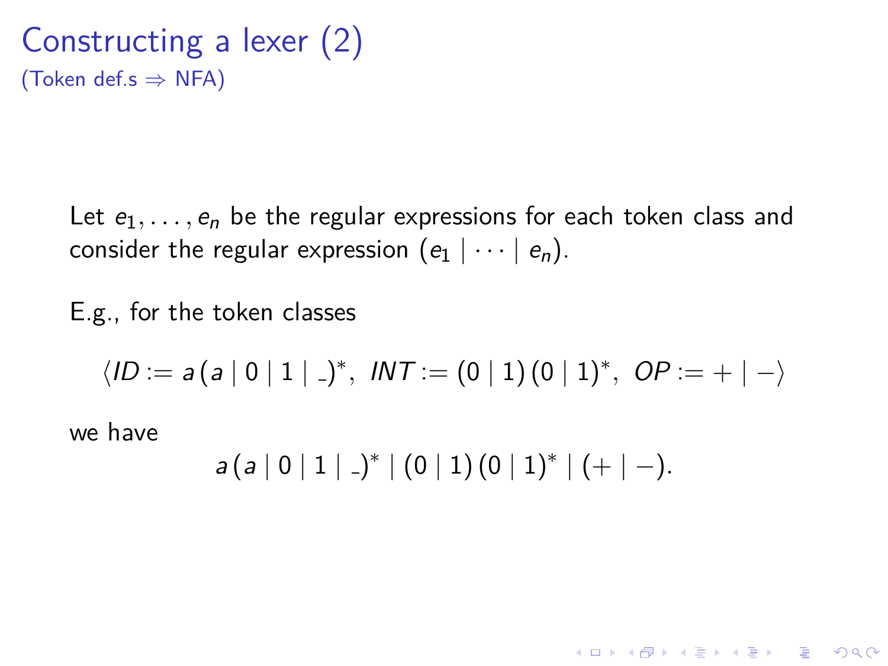# Constructing a lexer (2)

(Token def.s $\Rightarrow$ NFA)

Let $e_1, \ldots, e_n$ be the regular expressions for each token class and consider the regular expression $(e_1 \mid \cdots \mid e_n)$.

E.g., for the token classes

$$\langle ID := a\,(a \mid 0 \mid 1 \mid \_)^*,\ INT := (0 \mid 1)\,(0 \mid 1)^*,\ OP := + \mid - \rangle$$

we have

$$a\,(a \mid 0 \mid 1 \mid \_)^* \mid (0 \mid 1)\,(0 \mid 1)^* \mid (+ \mid -).$$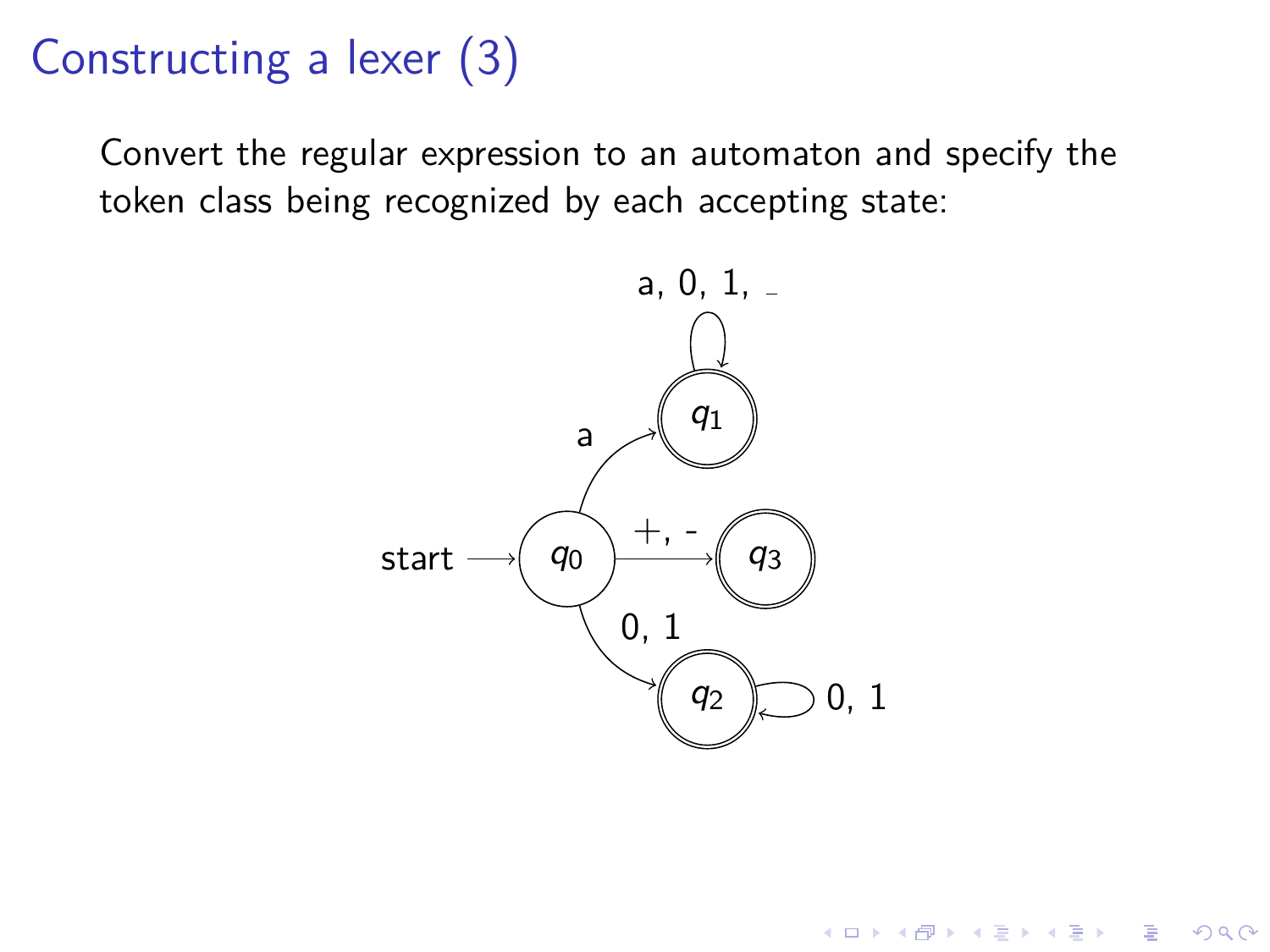# Constructing a lexer (3)

Convert the regular expression to an automaton and specify the token class being recognized by each accepting state: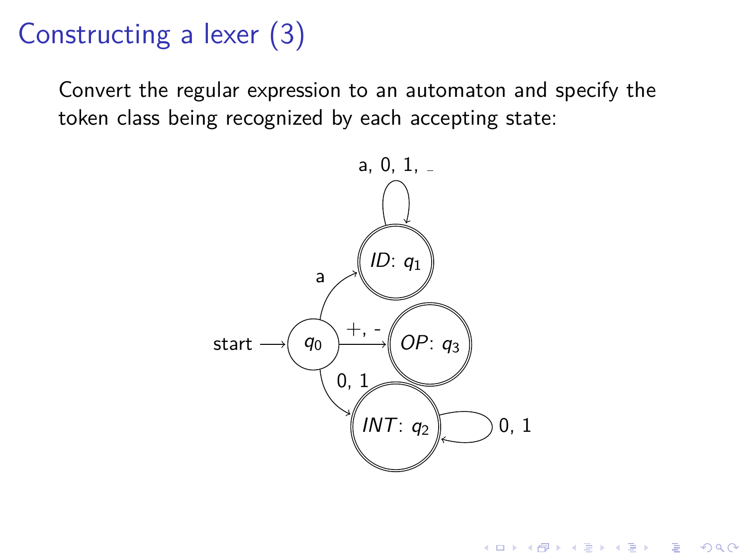# Constructing a lexer (3)

Convert the regular expression to an automaton and specify the token class being recognized by each accepting state: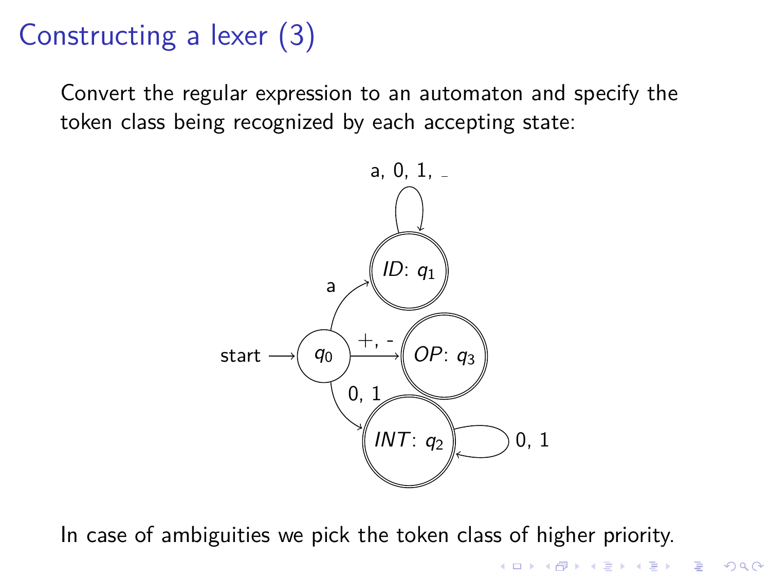# Constructing a lexer (3)

Convert the regular expression to an automaton and specify the token class being recognized by each accepting state:

In case of ambiguities we pick the token class of higher priority.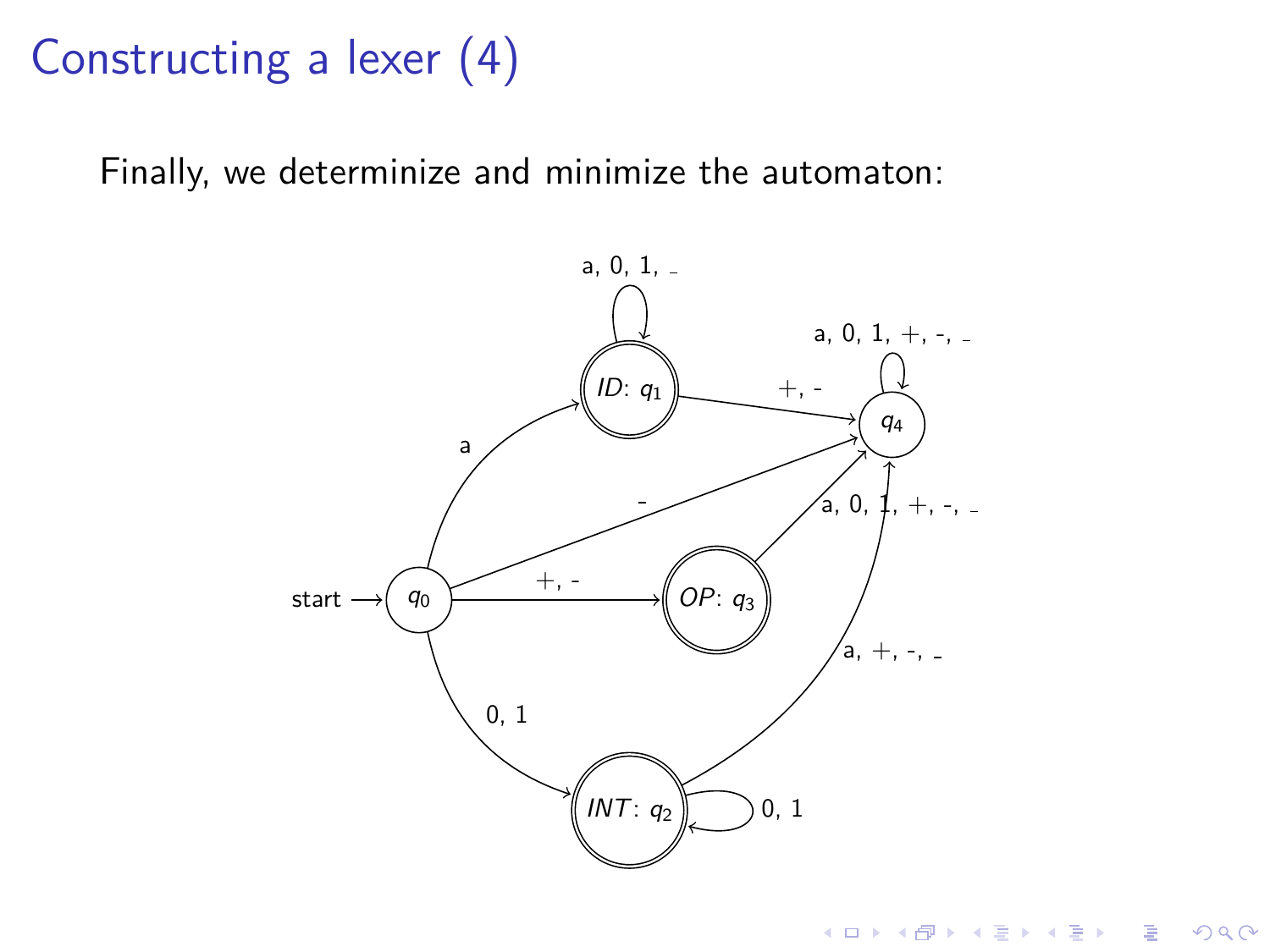# Constructing a lexer (4)

Finally, we determinize and minimize the automaton: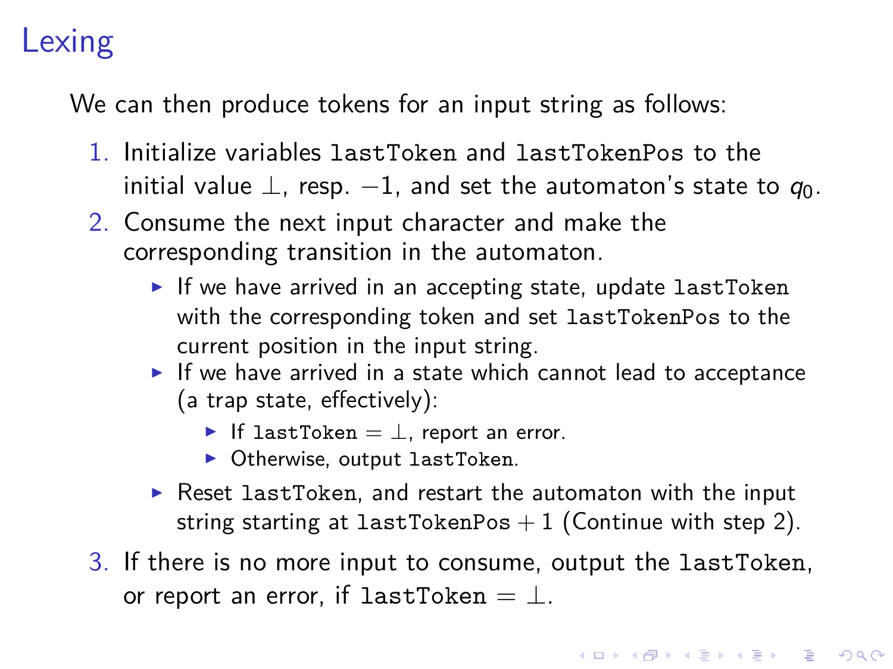# Lexing

We can then produce tokens for an input string as follows:

1. Initialize variables `lastToken` and `lastTokenPos` to the initial value $\bot$, resp. $-1$, and set the automaton's state to $q_0$.
2. Consume the next input character and make the corresponding transition in the automaton.
   - If we have arrived in an accepting state, update `lastToken` with the corresponding token and set `lastTokenPos` to the current position in the input string.
   - If we have arrived in a state which cannot lead to acceptance (a trap state, effectively):
     - If `lastToken` $= \bot$, report an error.
     - Otherwise, output `lastToken`.
   - Reset `lastToken`, and restart the automaton with the input string starting at `lastTokenPos` $+ 1$ (Continue with step 2).
3. If there is no more input to consume, output the `lastToken`, or report an error, if `lastToken` $= \bot$.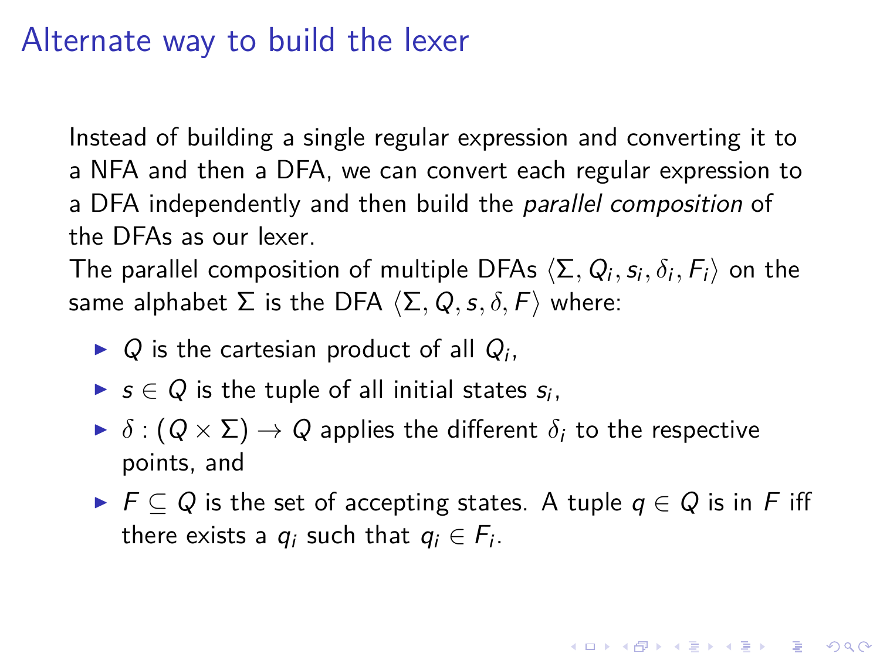# Alternate way to build the lexer

Instead of building a single regular expression and converting it to a NFA and then a DFA, we can convert each regular expression to a DFA independently and then build the *parallel composition* of the DFAs as our lexer.

The parallel composition of multiple DFAs $\langle \Sigma, Q_i, s_i, \delta_i, F_i \rangle$ on the same alphabet $\Sigma$ is the DFA $\langle \Sigma, Q, s, \delta, F \rangle$ where:

- $Q$ is the cartesian product of all $Q_i$,
- $s \in Q$ is the tuple of all initial states $s_i$,
- $\delta : (Q \times \Sigma) \to Q$ applies the different $\delta_i$ to the respective points, and
- $F \subseteq Q$ is the set of accepting states. A tuple $q \in Q$ is in $F$ iff there exists a $q_i$ such that $q_i \in F_i$.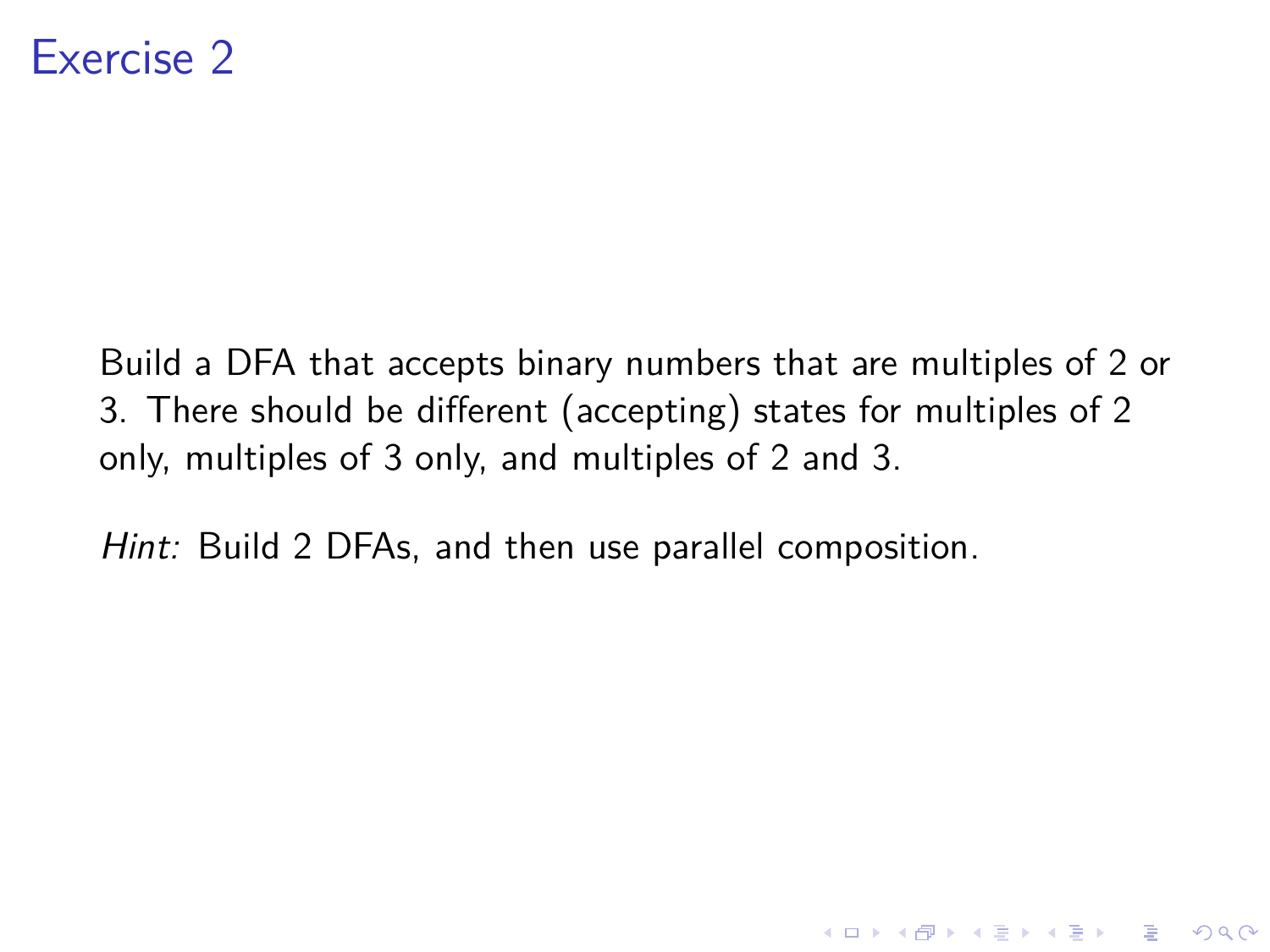# Exercise 2

Build a DFA that accepts binary numbers that are multiples of 2 or 3. There should be different (accepting) states for multiples of 2 only, multiples of 3 only, and multiples of 2 and 3.

*Hint:* Build 2 DFAs, and then use parallel composition.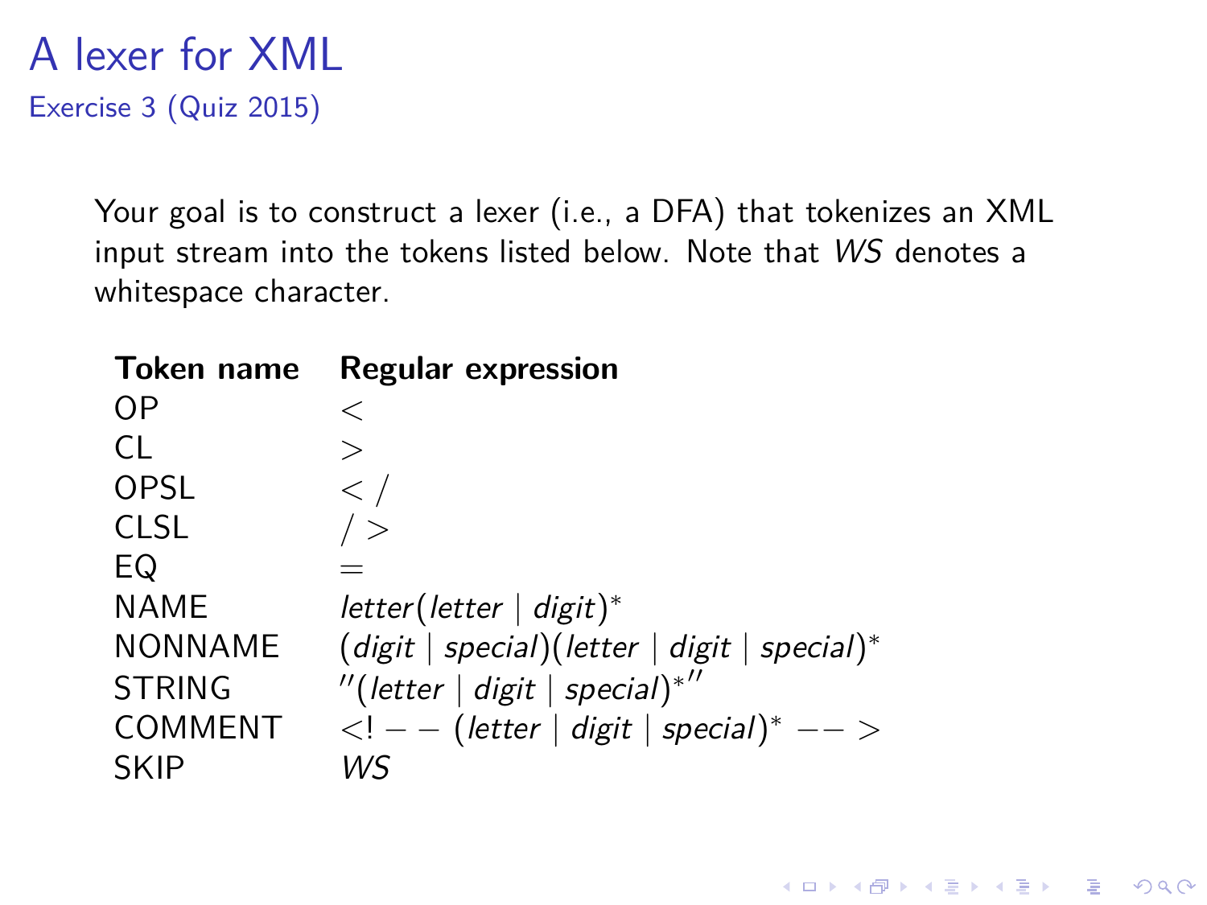# A lexer for XML

## Exercise 3 (Quiz 2015)

Your goal is to construct a lexer (i.e., a DFA) that tokenizes an XML input stream into the tokens listed below. Note that *WS* denotes a whitespace character.

| **Token name** | **Regular expression** |
| --- | --- |
| OP | $<$ |
| CL | $>$ |
| OPSL | $<\,/$ |
| CLSL | $/\,>$ |
| EQ | $=$ |
| NAME | $\mathit{letter}(\mathit{letter} \mid \mathit{digit})^*$ |
| NONNAME | $(\mathit{digit} \mid \mathit{special})(\mathit{letter} \mid \mathit{digit} \mid \mathit{special})^*$ |
| STRING | $''(\mathit{letter} \mid \mathit{digit} \mid \mathit{special})^{*}{''}$ |
| COMMENT | $<!--\,(\mathit{letter} \mid \mathit{digit} \mid \mathit{special})^*\,-->$ |
| SKIP | *WS* |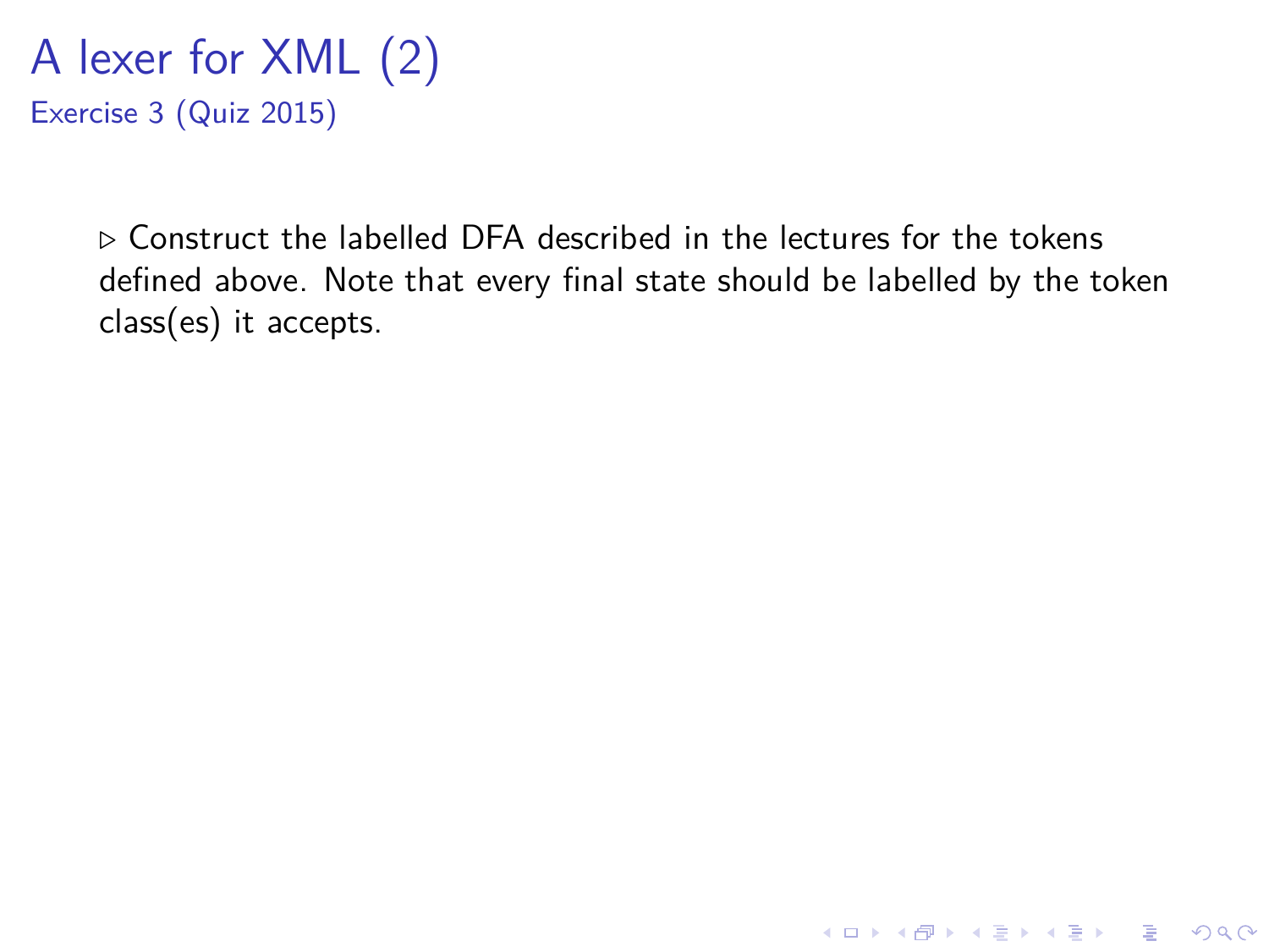# A lexer for XML (2)

## Exercise 3 (Quiz 2015)

▷ Construct the labelled DFA described in the lectures for the tokens defined above. Note that every final state should be labelled by the token class(es) it accepts.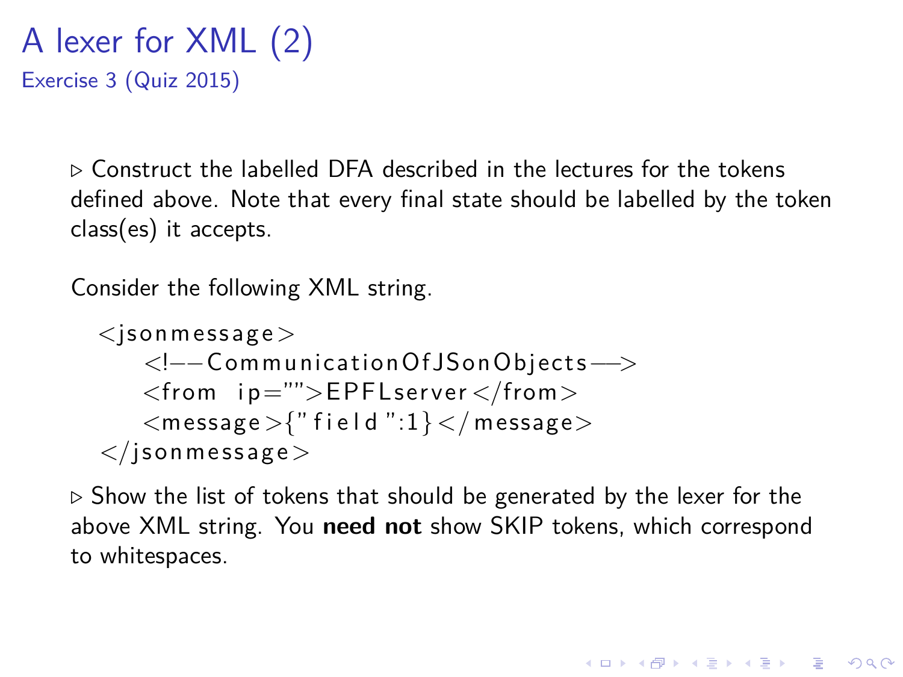# A lexer for XML (2)

Exercise 3 (Quiz 2015)

▷ Construct the labelled DFA described in the lectures for the tokens defined above. Note that every final state should be labelled by the token class(es) it accepts.

Consider the following XML string.

```
<jsonmessage>
    <!--CommunicationOfJSonObjects-->
    <from  ip="">EPFLserver</from>
    <message>{"field":1}</message>
</jsonmessage>
```

▷ Show the list of tokens that should be generated by the lexer for the above XML string. You **need not** show SKIP tokens, which correspond to whitespaces.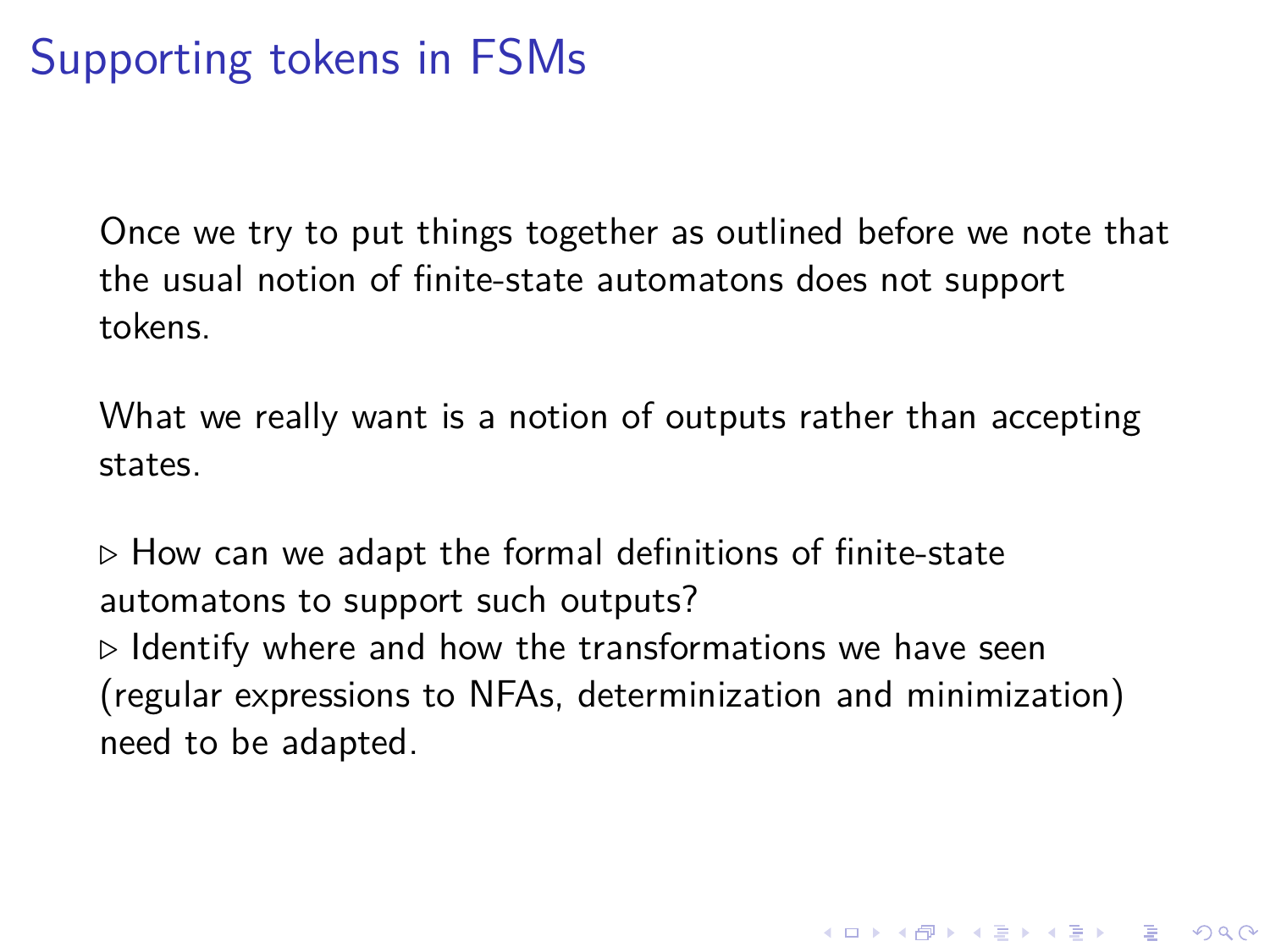# Supporting tokens in FSMs

Once we try to put things together as outlined before we note that the usual notion of finite-state automatons does not support tokens.

What we really want is a notion of outputs rather than accepting states.

▷ How can we adapt the formal definitions of finite-state automatons to support such outputs?
▷ Identify where and how the transformations we have seen (regular expressions to NFAs, determinization and minimization) need to be adapted.